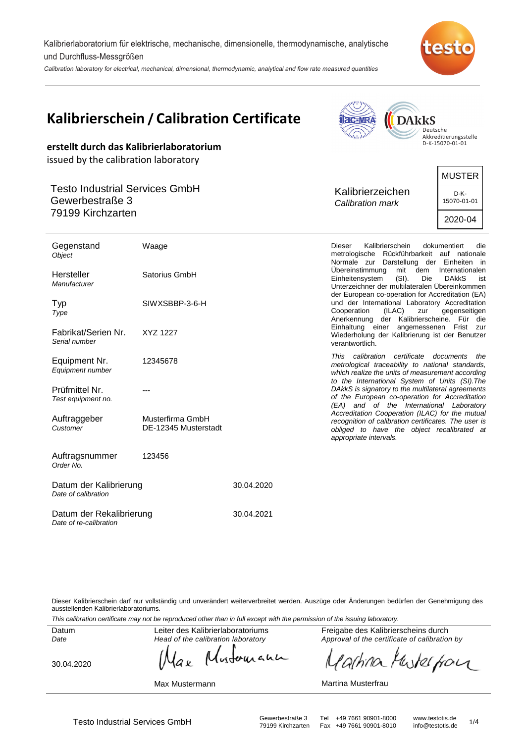Kalibrierlaboratorium für elektrische, mechanische, dimensionelle, thermodynamische, analytische und Durchfluss-Messgrößen

*Calibration laboratory for electrical, mechanical, dimensional, thermodynamic, analytical and flow rate measured quantities*

# Kalibrierschein / Calibration Certificate

DAkkS Deutsche Akkreditierungsstelle D-K-15070-01-01

**erstellt durch das Kalibrierlaboratorium**

issued by the calibration laboratory

Testo Industrial Services GmbH
Gewerbestraße 3
79199 Kirchzarten

| Kalibrierzeichen *Calibration mark* | MUSTER |
|---|---|
| | D-K-15070-01-01 |
| | 2020-04 |

| | | |
|---|---|---|
| Gegenstand *Object* | Waage | |
| Hersteller *Manufacturer* | Satorius GmbH | |
| Typ *Type* | SIWXSBBP-3-6-H | |
| Fabrikat/Serien Nr. *Serial number* | XYZ 1227 | |
| Equipment Nr. *Equipment number* | 12345678 | |
| Prüfmittel Nr. *Test equipment no.* | --- | |
| Auftraggeber *Customer* | Musterfirma GmbH DE-12345 Musterstadt | |
| Auftragsnummer *Order No.* | 123456 | |
| Datum der Kalibrierung *Date of calibration* | | 30.04.2020 |
| Datum der Rekalibrierung *Date of re-calibration* | | 30.04.2021 |

Dieser Kalibrierschein dokumentiert die metrologische Rückführbarkeit auf nationale Normale zur Darstellung der Einheiten in Übereinstimmung mit dem Internationalen Einheitensystem (SI). Die DAkkS ist Unterzeichner der multilateralen Übereinkommen der European co-operation for Accreditation (EA) und der International Laboratory Accreditation Cooperation (ILAC) zur gegenseitigen Anerkennung der Kalibrierscheine. Für die Einhaltung einer angemessenen Frist zur Wiederholung der Kalibrierung ist der Benutzer verantwortlich.

*This calibration certificate documents the metrological traceability to national standards, which realize the units of measurement according to the International System of Units (SI).The DAkkS is signatory to the multilateral agreements of the European co-operation for Accreditation (EA) and of the International Laboratory Accreditation Cooperation (ILAC) for the mutual recognition of calibration certificates. The user is obliged to have the object recalibrated at appropriate intervals.*

Dieser Kalibrierschein darf nur vollständig und unverändert weiterverbreitet werden. Auszüge oder Änderungen bedürfen der Genehmigung des ausstellenden Kalibrierlaboratoriums.

*This calibration certificate may not be reproduced other than in full except with the permission of the issuing laboratory.*

| Datum *Date* | Leiter des Kalibrierlaboratoriums *Head of the calibration laboratory* | Freigabe des Kalibrierscheins durch *Approval of the certificate of calibration by* |
|---|---|---|
| 30.04.2020 | Max Mustermann | Martina Musterfrau |

Testo Industrial Services GmbH | Gewerbestraße 3, 79199 Kirchzarten | Tel +49 7661 90901-8000, Fax +49 7661 90901-8010 | www.testotis.de, info@testotis.de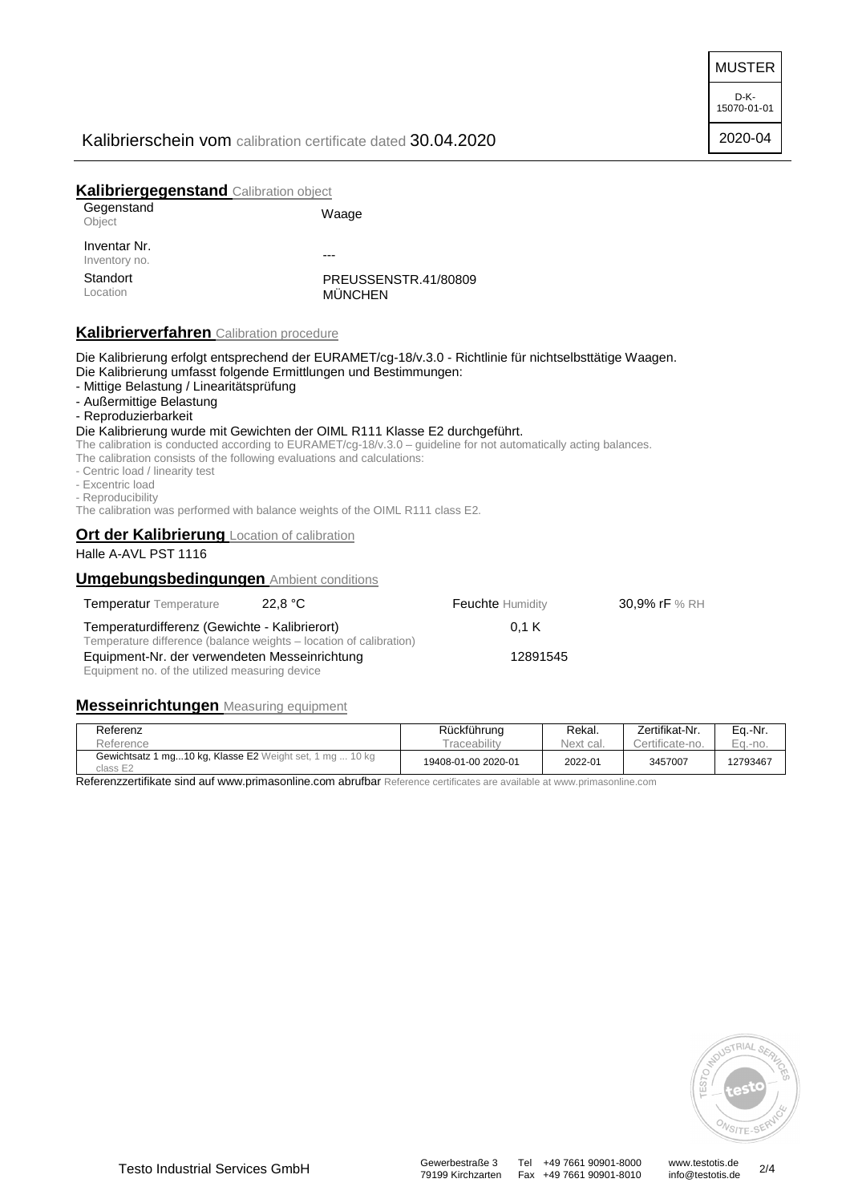MUSTER

D-K-15070-01-01

2020-04

Kalibrierschein vom calibration certificate dated 30.04.2020

## Kalibriergegenstand Calibration object

| | |
|---|---|
| Gegenstand Object | Waage |
| Inventar Nr. Inventory no. | --- |
| Standort Location | PREUSSENSTR.41/80809 MÜNCHEN |

## Kalibrierverfahren Calibration procedure

Die Kalibrierung erfolgt entsprechend der EURAMET/cg-18/v.3.0 - Richtlinie für nichtselbsttätige Waagen.
Die Kalibrierung umfasst folgende Ermittlungen und Bestimmungen:

- Mittige Belastung / Linearitätsprüfung
- Außermittige Belastung
- Reproduzierbarkeit

Die Kalibrierung wurde mit Gewichten der OIML R111 Klasse E2 durchgeführt.
The calibration is conducted according to EURAMET/cg-18/v.3.0 – guideline for not automatically acting balances.
The calibration consists of the following evaluations and calculations:

- Centric load / linearity test
- Excentric load
- Reproducibility

The calibration was performed with balance weights of the OIML R111 class E2.

## Ort der Kalibrierung Location of calibration

Halle A-AVL PST 1116

## Umgebungsbedingungen Ambient conditions

| | | | |
|---|---|---|---|
| Temperatur Temperature | 22,8 °C | Feuchte Humidity | 30,9% rF % RH |

Temperaturdifferenz (Gewichte - Kalibrierort) Temperature difference (balance weights – location of calibration): 0,1 K

Equipment-Nr. der verwendeten Messeinrichtung Equipment no. of the utilized measuring device: 12891545

## Messeinrichtungen Measuring equipment

| Referenz Reference | Rückführung Traceability | Rekal. Next cal. | Zertifikat-Nr. Certificate-no. | Eq.-Nr. Eq.-no. |
|---|---|---|---|---|
| Gewichtsatz 1 mg...10 kg, Klasse E2 Weight set, 1 mg ... 10 kg class E2 | 19408-01-00 2020-01 | 2022-01 | 3457007 | 12793467 |

Referenzzertifikate sind auf www.primasonline.com abrufbar Reference certificates are available at www.primasonline.com

Testo Industrial Services GmbH | Gewerbestraße 3, 79199 Kirchzarten | Tel +49 7661 90901-8000, Fax +49 7661 90901-8010 | www.testotis.de, info@testotis.de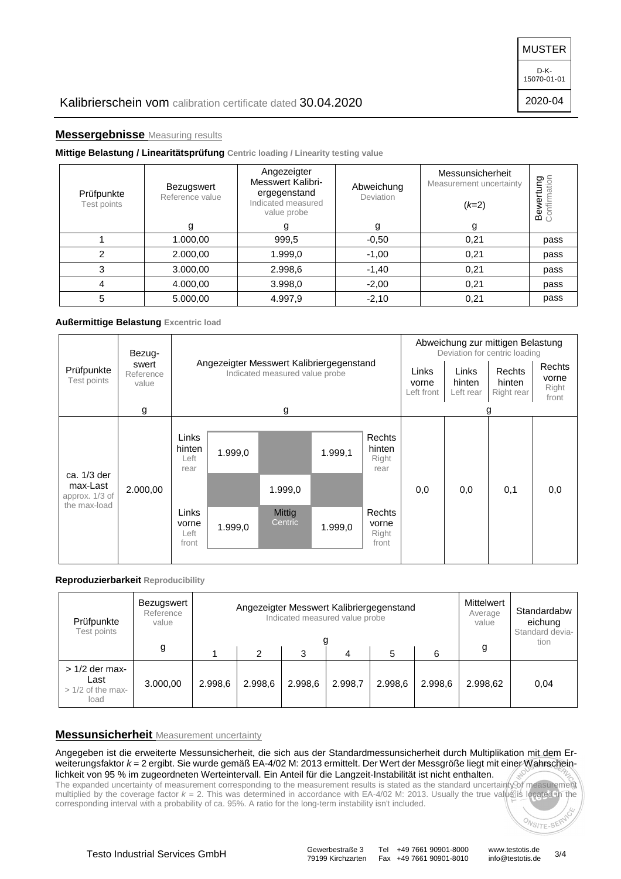Kalibrierschein vom calibration certificate dated 30.04.2020

MUSTER
D-K-15070-01-01
2020-04

## Messergebnisse Measuring results

**Mittige Belastung / Linearitätsprüfung** Centric loading / Linearity testing value

| Prüfpunkte Test points | Bezugswert Reference value | Angezeigter Messwert Kalibriergegenstand Indicated measured value probe | Abweichung Deviation | Messunsicherheit Measurement uncertainty ($k$=2) | Bewertung Confirmation |
|---|---|---|---|---|---|
| | g | g | g | g | |
| 1 | 1.000,00 | 999,5 | -0,50 | 0,21 | pass |
| 2 | 2.000,00 | 1.999,0 | -1,00 | 0,21 | pass |
| 3 | 3.000,00 | 2.998,6 | -1,40 | 0,21 | pass |
| 4 | 4.000,00 | 3.998,0 | -2,00 | 0,21 | pass |
| 5 | 5.000,00 | 4.997,9 | -2,10 | 0,21 | pass |

**Außermittige Belastung** Excentric load

| Prüfpunkte Test points | Bezugswert Reference value | Angezeigter Messwert Kalibriergegenstand Indicated measured value probe | Abweichung zur mittigen Belastung Deviation for centric loading | | | |
|---|---|---|---|---|---|---|
| | | | Links vorne Left front | Links hinten Left rear | Rechts hinten Right rear | Rechts vorne Right front |
| | g | g | g | | | |
| ca. 1/3 der max-Last approx. 1/3 of the max-load | 2.000,00 | Links hinten Left rear: 1.999,0; Rechts hinten Right rear: 1.999,1; Mittig Centric: 1.999,0; Links vorne Left front: 1.999,0; Rechts vorne Right front: 1.999,0 | 0,0 | 0,0 | 0,1 | 0,0 |

**Reproduzierbarkeit** Reproducibility

| Prüfpunkte Test points | Bezugswert Reference value | Angezeigter Messwert Kalibriergegenstand Indicated measured value probe | | | | | | Mittelwert Average value | Standardabweichung Standard deviation |
|---|---|---|---|---|---|---|---|---|---|
| | g | 1 | 2 | 3 | 4 | 5 | 6 | g | |
| > 1/2 der max-Last > 1/2 of the max-load | 3.000,00 | 2.998,6 | 2.998,6 | 2.998,6 | 2.998,7 | 2.998,6 | 2.998,6 | 2.998,62 | 0,04 |

## Messunsicherheit Measurement uncertainty

Angegeben ist die erweiterte Messunsicherheit, die sich aus der Standardmessunsicherheit durch Multiplikation mit dem Erweiterungsfaktor $k$ = 2 ergibt. Sie wurde gemäß EA-4/02 M: 2013 ermittelt. Der Wert der Messgröße liegt mit einer Wahrscheinlichkeit von 95 % im zugeordneten Werteintervall. Ein Anteil für die Langzeit-Instabilität ist nicht enthalten.

The expanded uncertainty of measurement corresponding to the measurement results is stated as the standard uncertainty of measurement multiplied by the coverage factor $k$ = 2. This was determined in accordance with EA-4/02 M: 2013. Usually the true value is located in the corresponding interval with a probability of ca. 95%. A ratio for the long-term instability isn't included.

Testo Industrial Services GmbH
Gewerbestraße 3, 79199 Kirchzarten
Tel +49 7661 90901-8000, Fax +49 7661 90901-8010
www.testotis.de, info@testotis.de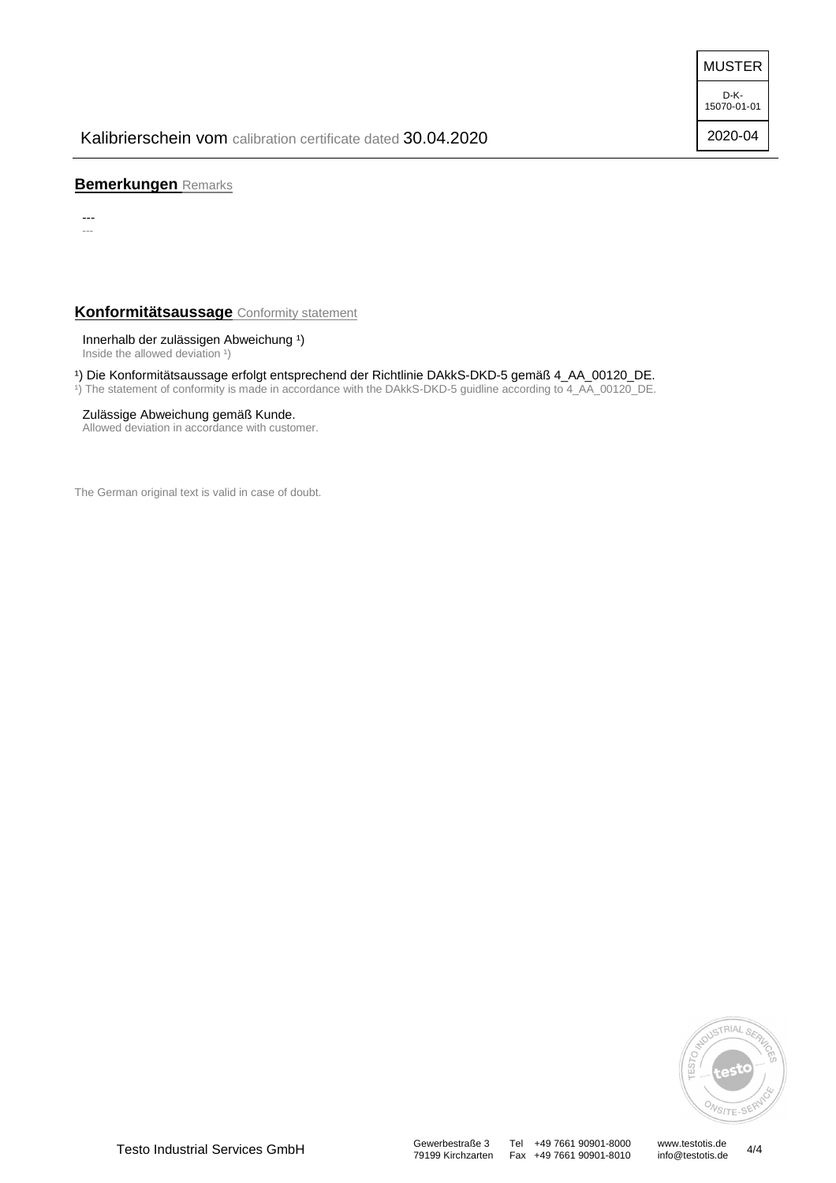Kalibrierschein vom calibration certificate dated 30.04.2020

MUSTER

D-K-15070-01-01

2020-04

## **Bemerkungen** Remarks

---
---

## **Konformitätsaussage** Conformity statement

Innerhalb der zulässigen Abweichung ¹)
Inside the allowed deviation ¹)

¹) Die Konformitätsaussage erfolgt entsprechend der Richtlinie DAkkS-DKD-5 gemäß 4_AA_00120_DE.
¹) The statement of conformity is made in accordance with the DAkkS-DKD-5 guidline according to 4_AA_00120_DE.

Zulässige Abweichung gemäß Kunde.
Allowed deviation in accordance with customer.

The German original text is valid in case of doubt.

Testo Industrial Services GmbH

Gewerbestraße 3
79199 Kirchzarten

Tel +49 7661 90901-8000
Fax +49 7661 90901-8010

www.testotis.de
info@testotis.de